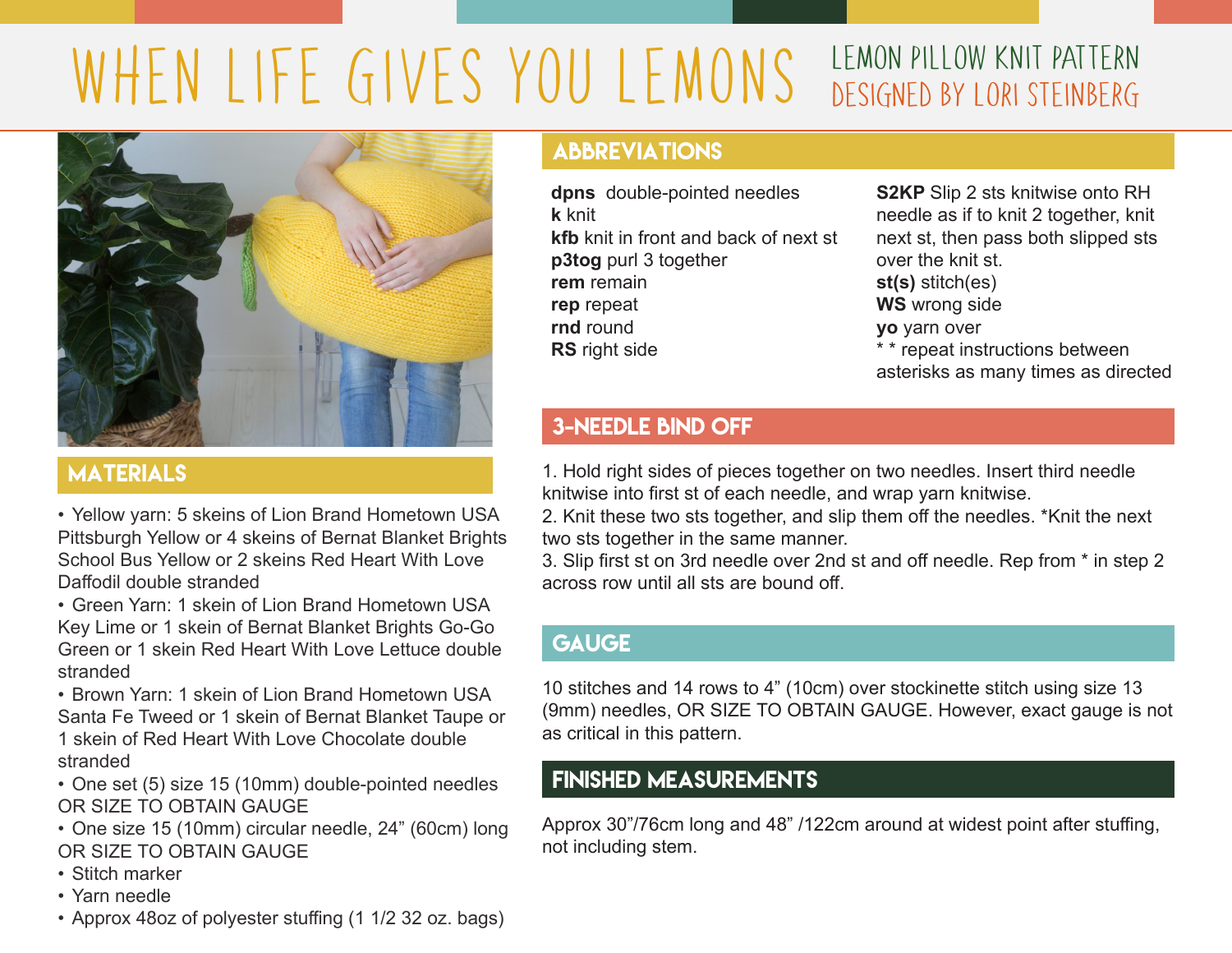# WHEN LIFE GIVES YOU LEMONS

LEMON PILLOW KNIT PATTERN
DESIGNED BY LORI STEINBERG

## MATERIALS

- Yellow yarn: 5 skeins of Lion Brand Hometown USA Pittsburgh Yellow or 4 skeins of Bernat Blanket Brights School Bus Yellow or 2 skeins Red Heart With Love Daffodil double stranded
- Green Yarn: 1 skein of Lion Brand Hometown USA Key Lime or 1 skein of Bernat Blanket Brights Go-Go Green or 1 skein Red Heart With Love Lettuce double stranded
- Brown Yarn: 1 skein of Lion Brand Hometown USA Santa Fe Tweed or 1 skein of Bernat Blanket Taupe or 1 skein of Red Heart With Love Chocolate double stranded
- One set (5) size 15 (10mm) double-pointed needles OR SIZE TO OBTAIN GAUGE
- One size 15 (10mm) circular needle, 24" (60cm) long OR SIZE TO OBTAIN GAUGE
- Stitch marker
- Yarn needle
- Approx 48oz of polyester stuffing (1 1/2 32 oz. bags)

## ABBREVIATIONS

**dpns** double-pointed needles
**k** knit
**kfb** knit in front and back of next st
**p3tog** purl 3 together
**rem** remain
**rep** repeat
**rnd** round
**RS** right side
**S2KP** Slip 2 sts knitwise onto RH needle as if to knit 2 together, knit next st, then pass both slipped sts over the knit st.
**st(s)** stitch(es)
**WS** wrong side
**yo** yarn over
* * repeat instructions between asterisks as many times as directed

## 3-NEEDLE BIND OFF

1. Hold right sides of pieces together on two needles. Insert third needle knitwise into first st of each needle, and wrap yarn knitwise.
2. Knit these two sts together, and slip them off the needles. *Knit the next two sts together in the same manner.
3. Slip first st on 3rd needle over 2nd st and off needle. Rep from * in step 2 across row until all sts are bound off.

## GAUGE

10 stitches and 14 rows to 4" (10cm) over stockinette stitch using size 13 (9mm) needles, OR SIZE TO OBTAIN GAUGE. However, exact gauge is not as critical in this pattern.

## FINISHED MEASUREMENTS

Approx 30"/76cm long and 48" /122cm around at widest point after stuffing, not including stem.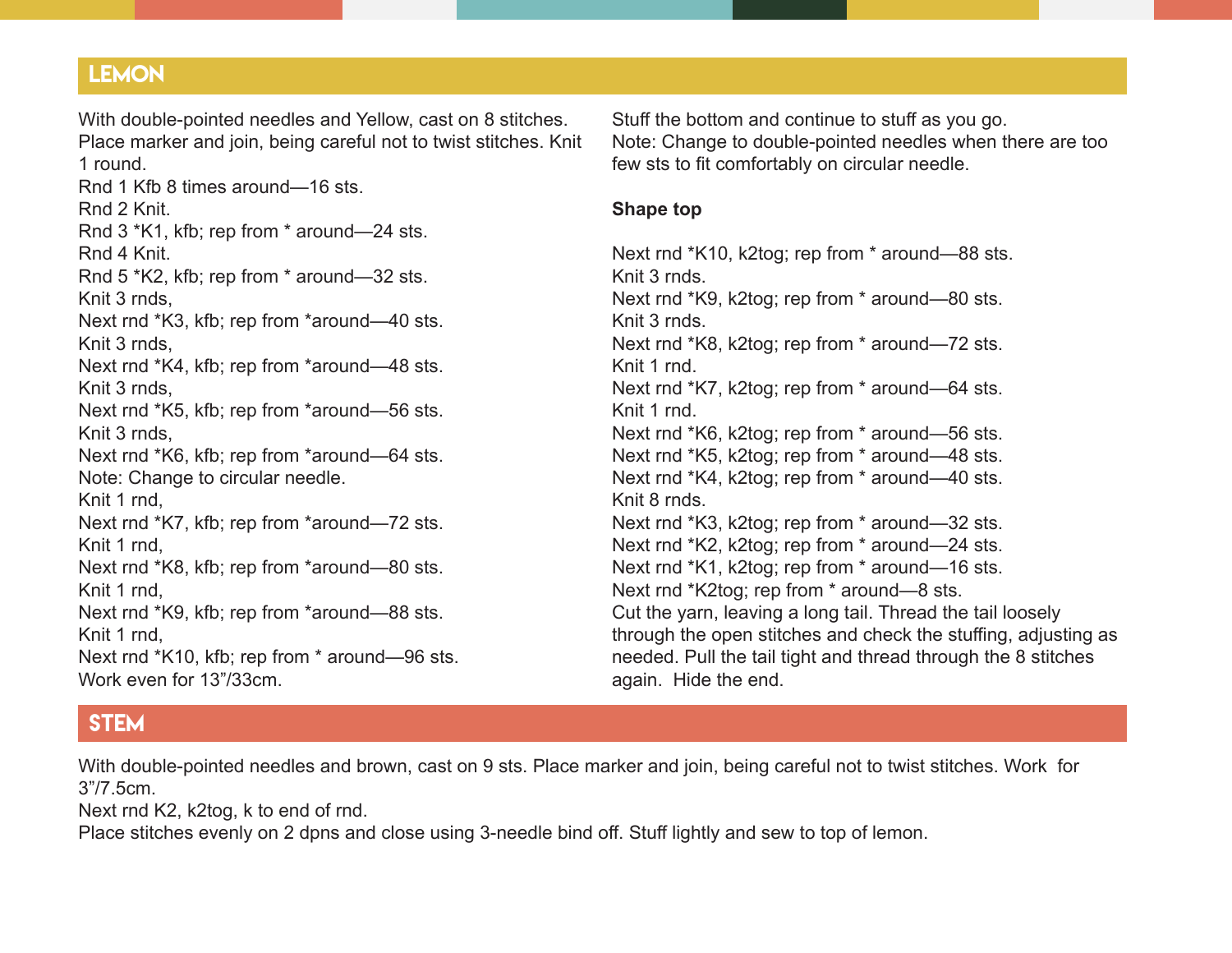## LEMON

With double-pointed needles and Yellow, cast on 8 stitches. Place marker and join, being careful not to twist stitches. Knit 1 round.

Rnd 1 Kfb 8 times around—16 sts.
Rnd 2 Knit.
Rnd 3 *K1, kfb; rep from * around—24 sts.
Rnd 4 Knit.
Rnd 5 *K2, kfb; rep from * around—32 sts.
Knit 3 rnds,
Next rnd *K3, kfb; rep from *around—40 sts.
Knit 3 rnds,
Next rnd *K4, kfb; rep from *around—48 sts.
Knit 3 rnds,
Next rnd *K5, kfb; rep from *around—56 sts.
Knit 3 rnds,
Next rnd *K6, kfb; rep from *around—64 sts.
Note: Change to circular needle.
Knit 1 rnd,
Next rnd *K7, kfb; rep from *around—72 sts.
Knit 1 rnd,
Next rnd *K8, kfb; rep from *around—80 sts.
Knit 1 rnd,
Next rnd *K9, kfb; rep from *around—88 sts.
Knit 1 rnd,
Next rnd *K10, kfb; rep from * around—96 sts.
Work even for 13"/33cm.
Stuff the bottom and continue to stuff as you go.
Note: Change to double-pointed needles when there are too few sts to fit comfortably on circular needle.

**Shape top**

Next rnd *K10, k2tog; rep from * around—88 sts.
Knit 3 rnds.
Next rnd *K9, k2tog; rep from * around—80 sts.
Knit 3 rnds.
Next rnd *K8, k2tog; rep from * around—72 sts.
Knit 1 rnd.
Next rnd *K7, k2tog; rep from * around—64 sts.
Knit 1 rnd.
Next rnd *K6, k2tog; rep from * around—56 sts.
Next rnd *K5, k2tog; rep from * around—48 sts.
Next rnd *K4, k2tog; rep from * around—40 sts.
Knit 8 rnds.
Next rnd *K3, k2tog; rep from * around—32 sts.
Next rnd *K2, k2tog; rep from * around—24 sts.
Next rnd *K1, k2tog; rep from * around—16 sts.
Next rnd *K2tog; rep from * around—8 sts.
Cut the yarn, leaving a long tail. Thread the tail loosely through the open stitches and check the stuffing, adjusting as needed. Pull the tail tight and thread through the 8 stitches again. Hide the end.

## STEM

With double-pointed needles and brown, cast on 9 sts. Place marker and join, being careful not to twist stitches. Work for 3"/7.5cm.
Next rnd K2, k2tog, k to end of rnd.
Place stitches evenly on 2 dpns and close using 3-needle bind off. Stuff lightly and sew to top of lemon.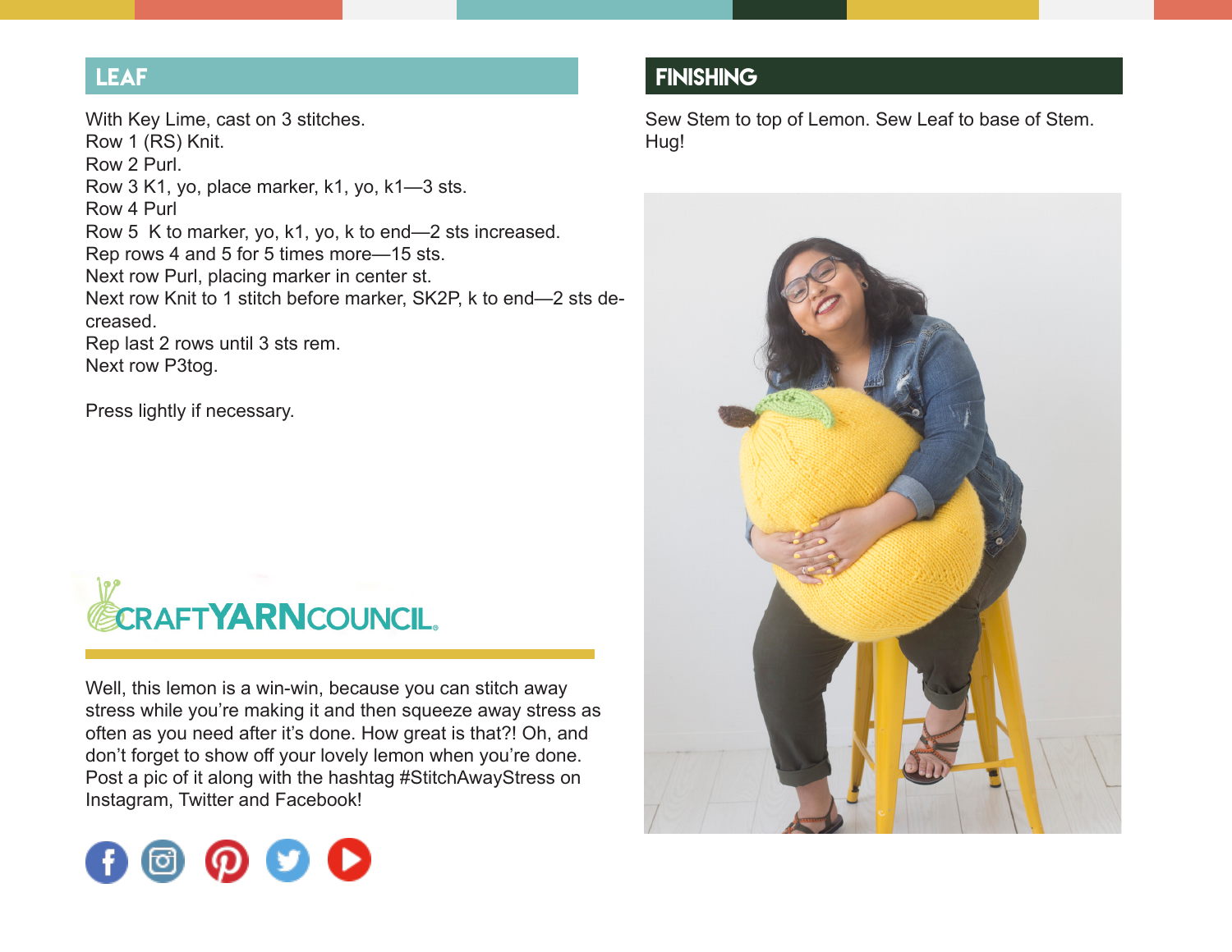## LEAF

With Key Lime, cast on 3 stitches.
Row 1 (RS) Knit.
Row 2 Purl.
Row 3 K1, yo, place marker, k1, yo, k1—3 sts.
Row 4 Purl
Row 5  K to marker, yo, k1, yo, k to end—2 sts increased.
Rep rows 4 and 5 for 5 times more—15 sts.
Next row Purl, placing marker in center st.
Next row Knit to 1 stitch before marker, SK2P, k to end—2 sts decreased.
Rep last 2 rows until 3 sts rem.
Next row P3tog.

Press lightly if necessary.

CRAFTYARNCOUNCIL

Well, this lemon is a win-win, because you can stitch away stress while you're making it and then squeeze away stress as often as you need after it's done. How great is that?! Oh, and don't forget to show off your lovely lemon when you're done. Post a pic of it along with the hashtag #StitchAwayStress on Instagram, Twitter and Facebook!

## FINISHING

Sew Stem to top of Lemon. Sew Leaf to base of Stem. Hug!